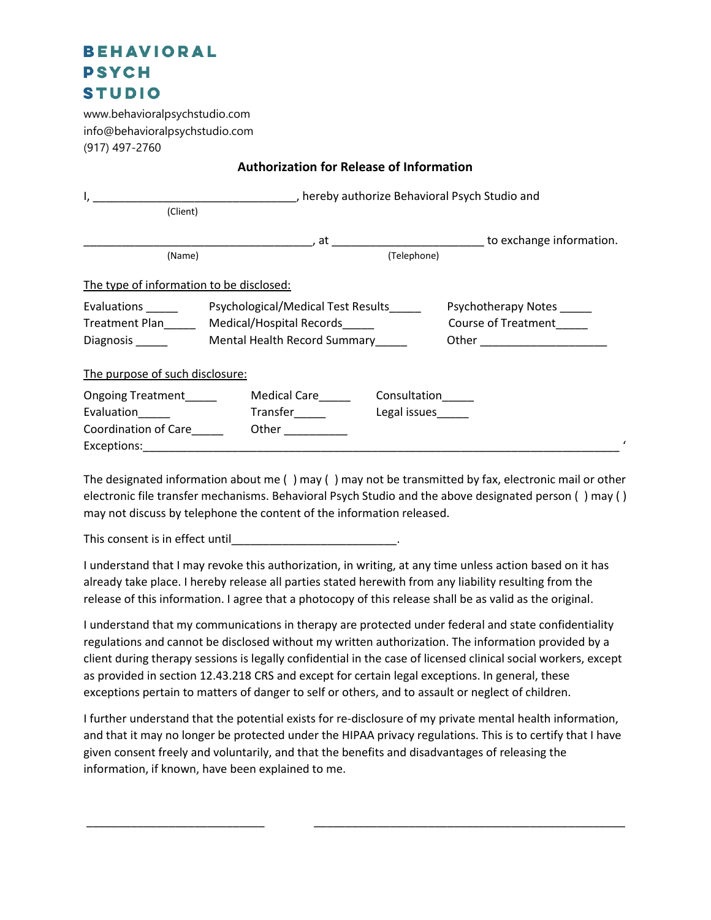# BEHAVIORAL PSYCH STUDIO

www.behavioralpsychstudio.com
info@behavioralpsychstudio.com
(917) 497-2760

## Authorization for Release of Information

I, ________________________________, hereby authorize Behavioral Psych Studio and
(Client)

____________________________________, at ________________________ to exchange information.
(Name) (Telephone)

The type of information to be disclosed:

| | | |
|---|---|---|
| Evaluations _____ | Psychological/Medical Test Results_____ | Psychotherapy Notes _____ |
| Treatment Plan_____ | Medical/Hospital Records_____ | Course of Treatment_____ |
| Diagnosis _____ | Mental Health Record Summary_____ | Other ____________________ |

The purpose of such disclosure:

| | | |
|---|---|---|
| Ongoing Treatment_____ | Medical Care_____ | Consultation_____ |
| Evaluation_____ | Transfer_____ | Legal issues_____ |
| Coordination of Care_____ | Other __________ | |

Exceptions:_____________________________________________________________________________ ‘

The designated information about me ( ) may ( ) may not be transmitted by fax, electronic mail or other electronic file transfer mechanisms. Behavioral Psych Studio and the above designated person ( ) may ( ) may not discuss by telephone the content of the information released.

This consent is in effect until__________________________.

I understand that I may revoke this authorization, in writing, at any time unless action based on it has already take place. I hereby release all parties stated herewith from any liability resulting from the release of this information. I agree that a photocopy of this release shall be as valid as the original.

I understand that my communications in therapy are protected under federal and state confidentiality regulations and cannot be disclosed without my written authorization. The information provided by a client during therapy sessions is legally confidential in the case of licensed clinical social workers, except as provided in section 12.43.218 CRS and except for certain legal exceptions. In general, these exceptions pertain to matters of danger to self or others, and to assault or neglect of children.

I further understand that the potential exists for re-disclosure of my private mental health information, and that it may no longer be protected under the HIPAA privacy regulations. This is to certify that I have given consent freely and voluntarily, and that the benefits and disadvantages of releasing the information, if known, have been explained to me.

____________________________ __________________________________________________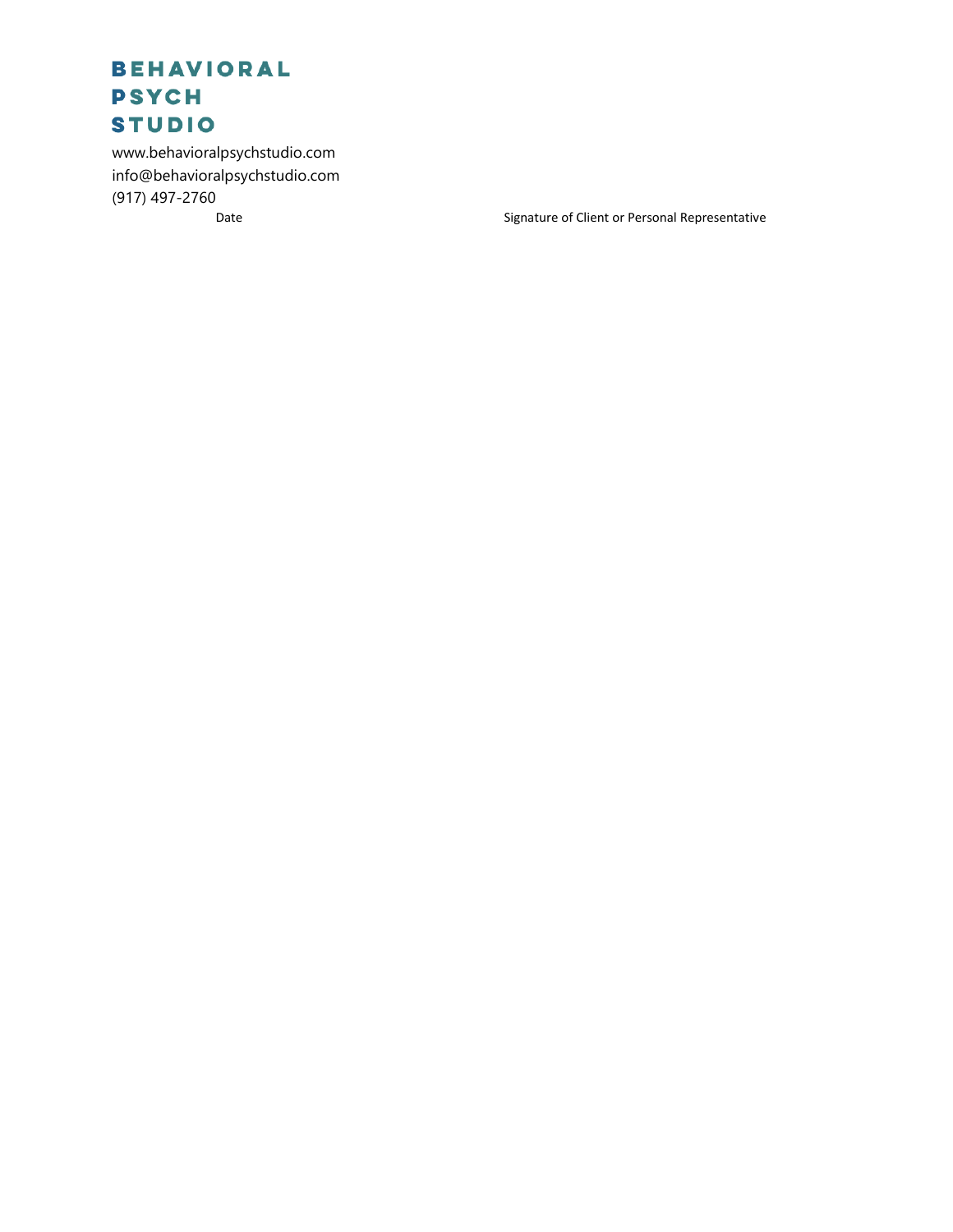**BEHAVIORAL**
**PSYCH**
**STUDIO**

www.behavioralpsychstudio.com
info@behavioralpsychstudio.com
(917) 497-2760

Date

Signature of Client or Personal Representative